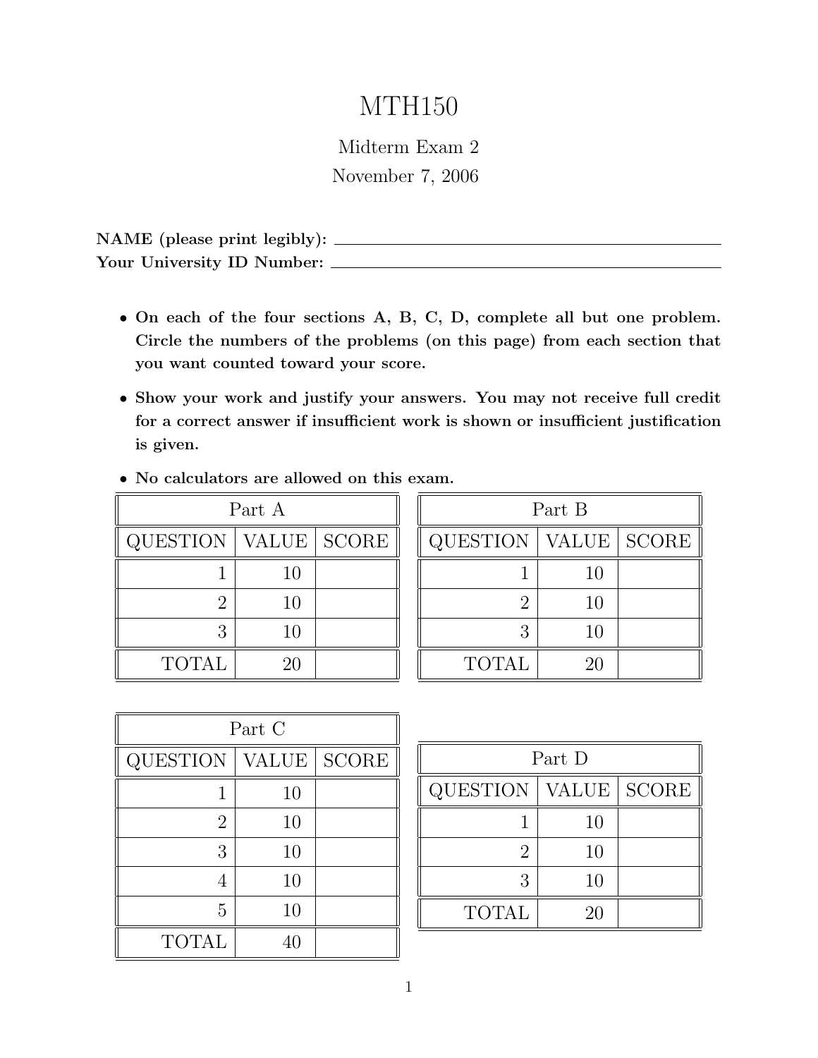# MTH150

Midterm Exam 2

November 7, 2006

**NAME (please print legibly):** ____________________

**Your University ID Number:** ____________________

- **On each of the four sections A, B, C, D, complete all but one problem. Circle the numbers of the problems (on this page) from each section that you want counted toward your score.**
- **Show your work and justify your answers. You may not receive full credit for a correct answer if insufficient work is shown or insufficient justification is given.**
- **No calculators are allowed on this exam.**

| Part A | | |
|---|---|---|
| QUESTION | VALUE | SCORE |
| 1 | 10 | |
| 2 | 10 | |
| 3 | 10 | |
| TOTAL | 20 | |

| Part B | | |
|---|---|---|
| QUESTION | VALUE | SCORE |
| 1 | 10 | |
| 2 | 10 | |
| 3 | 10 | |
| TOTAL | 20 | |

| Part C | | |
|---|---|---|
| QUESTION | VALUE | SCORE |
| 1 | 10 | |
| 2 | 10 | |
| 3 | 10 | |
| 4 | 10 | |
| 5 | 10 | |
| TOTAL | 40 | |

| Part D | | |
|---|---|---|
| QUESTION | VALUE | SCORE |
| 1 | 10 | |
| 2 | 10 | |
| 3 | 10 | |
| TOTAL | 20 | |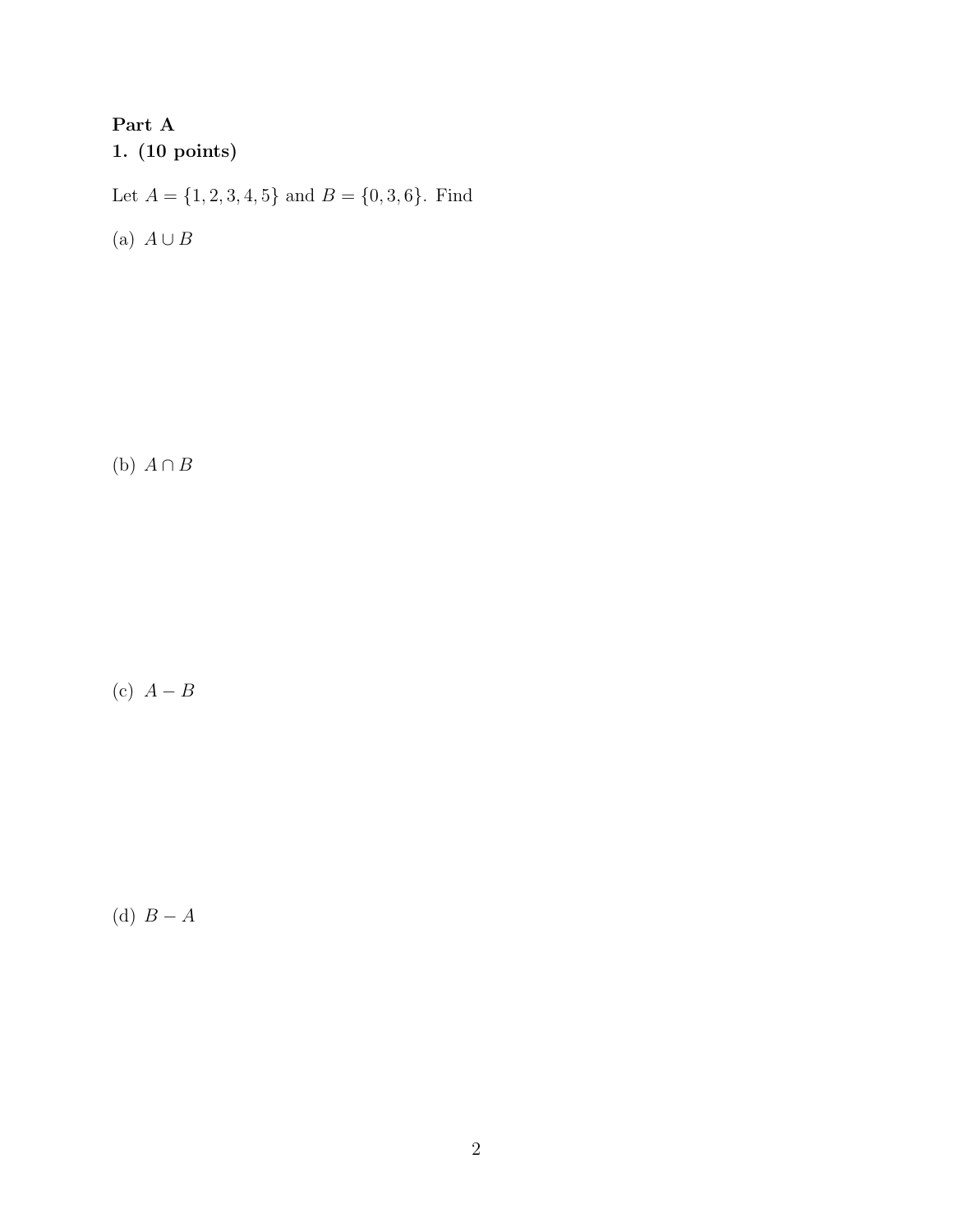**Part A**

**1. (10 points)**

Let $A = \{1, 2, 3, 4, 5\}$ and $B = \{0, 3, 6\}$. Find

(a) $A \cup B$

(b) $A \cap B$

(c) $A - B$

(d) $B - A$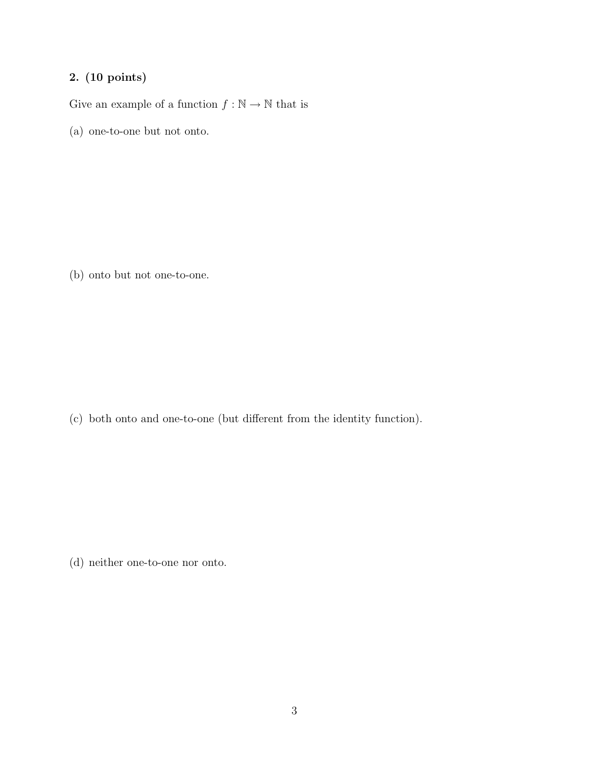**2. (10 points)**

Give an example of a function $f : \mathbb{N} \to \mathbb{N}$ that is

(a) one-to-one but not onto.

(b) onto but not one-to-one.

(c) both onto and one-to-one (but different from the identity function).

(d) neither one-to-one nor onto.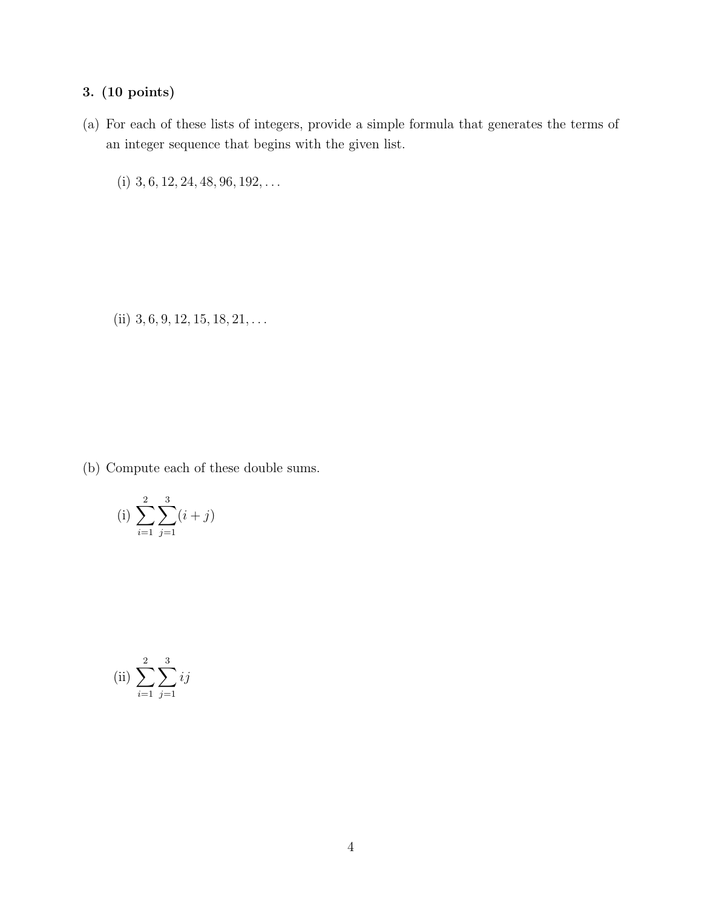**3. (10 points)**

(a) For each of these lists of integers, provide a simple formula that generates the terms of an integer sequence that begins with the given list.

(i) $3, 6, 12, 24, 48, 96, 192, \ldots$

(ii) $3, 6, 9, 12, 15, 18, 21, \ldots$

(b) Compute each of these double sums.

(i) $\displaystyle\sum_{i=1}^{2}\sum_{j=1}^{3}(i+j)$

(ii) $\displaystyle\sum_{i=1}^{2}\sum_{j=1}^{3}ij$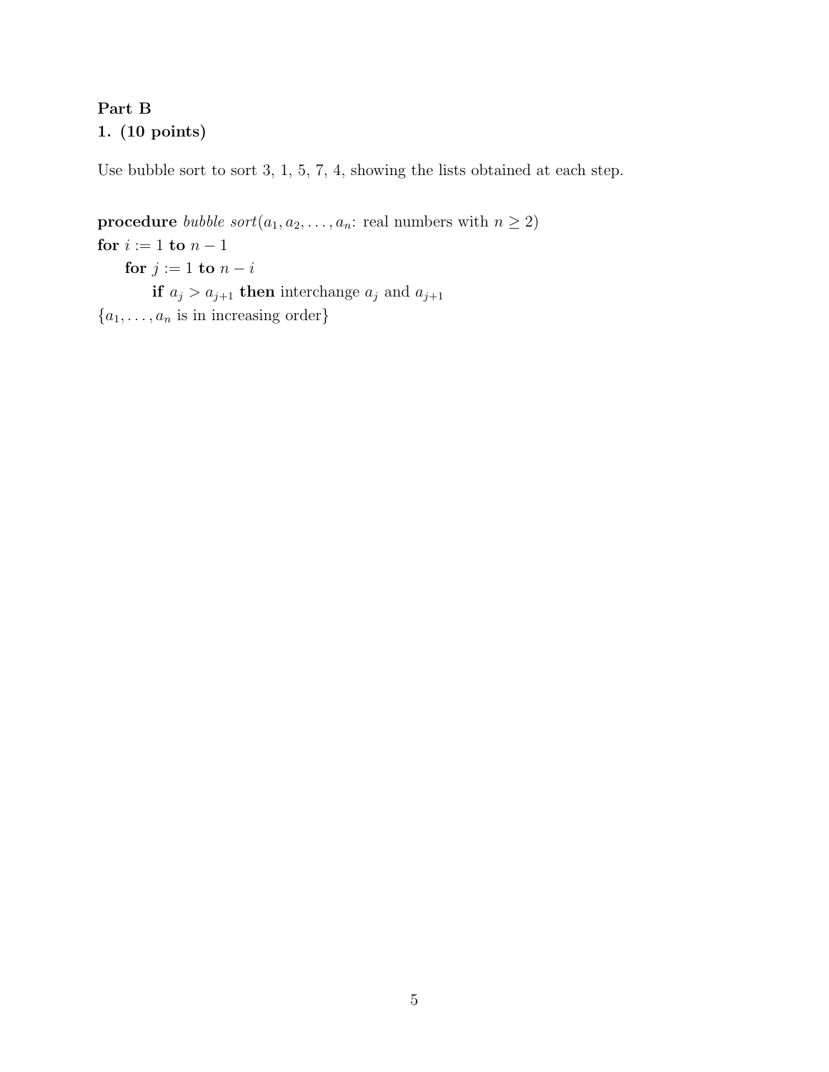**Part B**

**1. (10 points)**

Use bubble sort to sort 3, 1, 5, 7, 4, showing the lists obtained at each step.

**procedure** *bubble sort*($a_1, a_2, \ldots, a_n$: real numbers with $n \geq 2$)
**for** $i := 1$ **to** $n - 1$
  **for** $j := 1$ **to** $n - i$
    **if** $a_j > a_{j+1}$ **then** interchange $a_j$ and $a_{j+1}$
$\{a_1, \ldots, a_n$ is in increasing order$\}$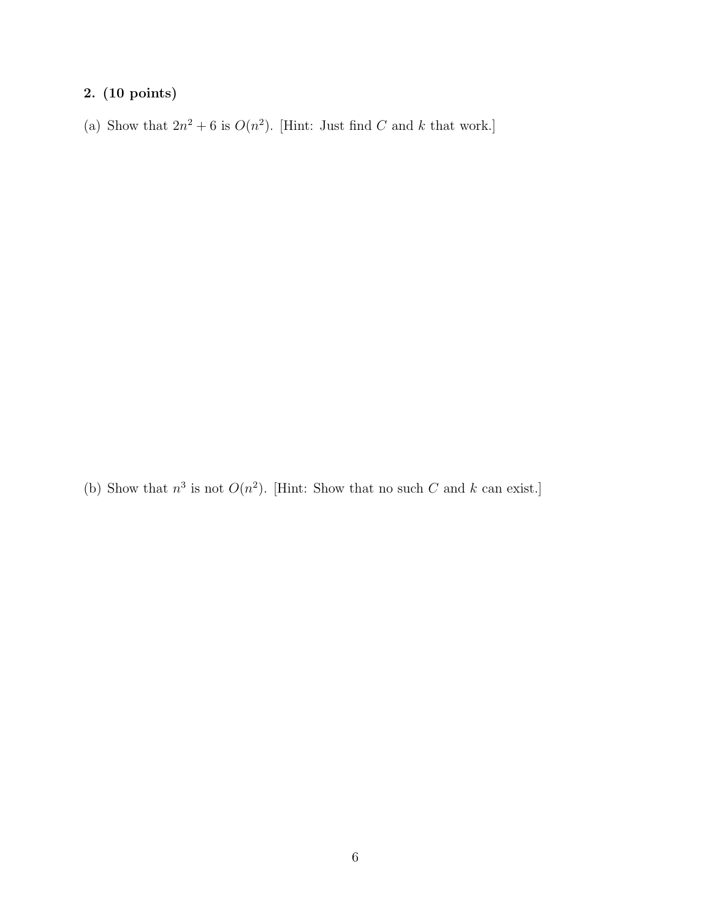**2. (10 points)**

(a) Show that $2n^2 + 6$ is $O(n^2)$. [Hint: Just find $C$ and $k$ that work.]

(b) Show that $n^3$ is not $O(n^2)$. [Hint: Show that no such $C$ and $k$ can exist.]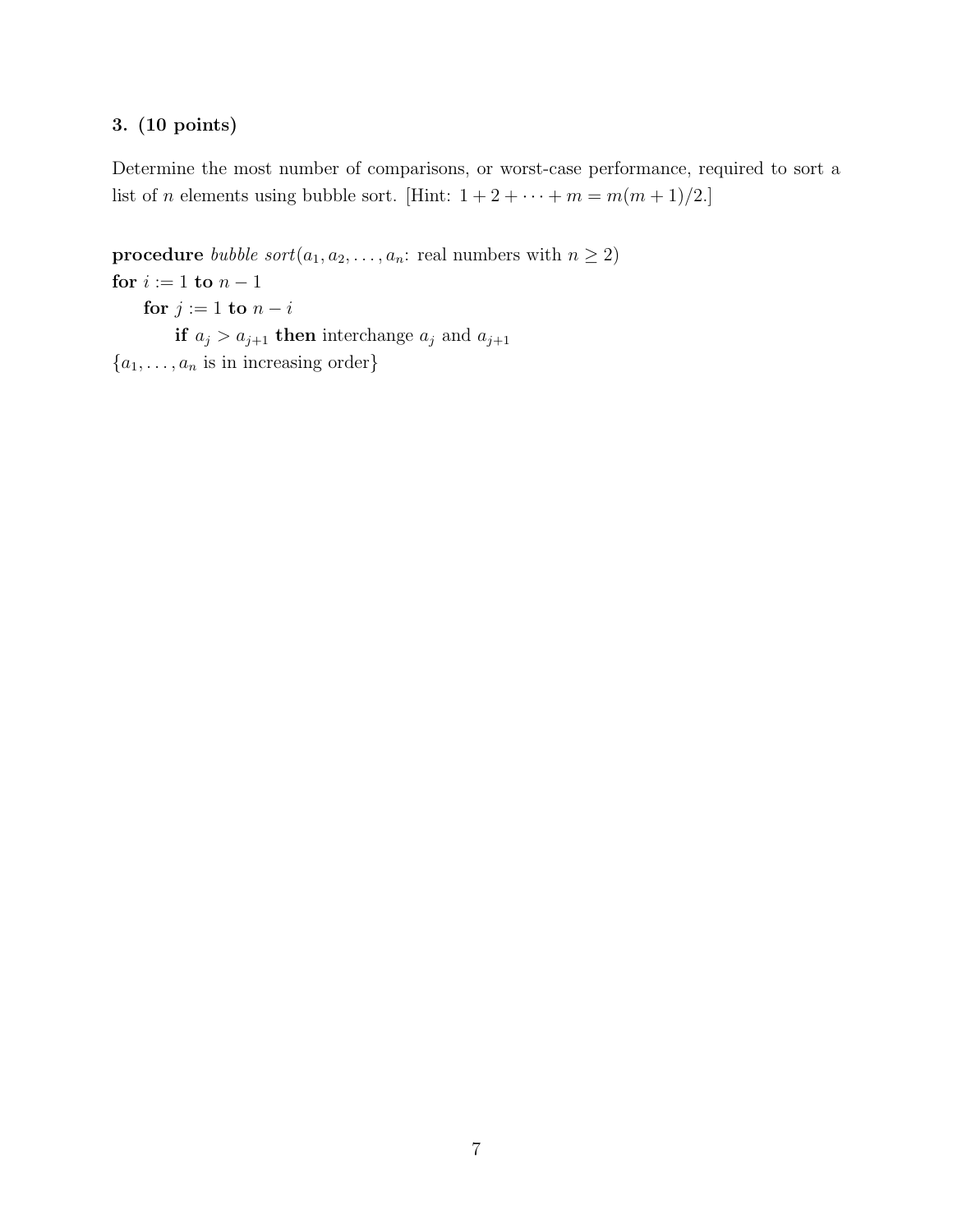### 3. (10 points)

Determine the most number of comparisons, or worst-case performance, required to sort a list of $n$ elements using bubble sort. [Hint: $1 + 2 + \cdots + m = m(m+1)/2$.]

**procedure** *bubble sort*($a_1, a_2, \ldots, a_n$: real numbers with $n \geq 2$)
**for** $i := 1$ **to** $n - 1$
    **for** $j := 1$ **to** $n - i$
        **if** $a_j > a_{j+1}$ **then** interchange $a_j$ and $a_{j+1}$
$\{a_1, \ldots, a_n$ is in increasing order$\}$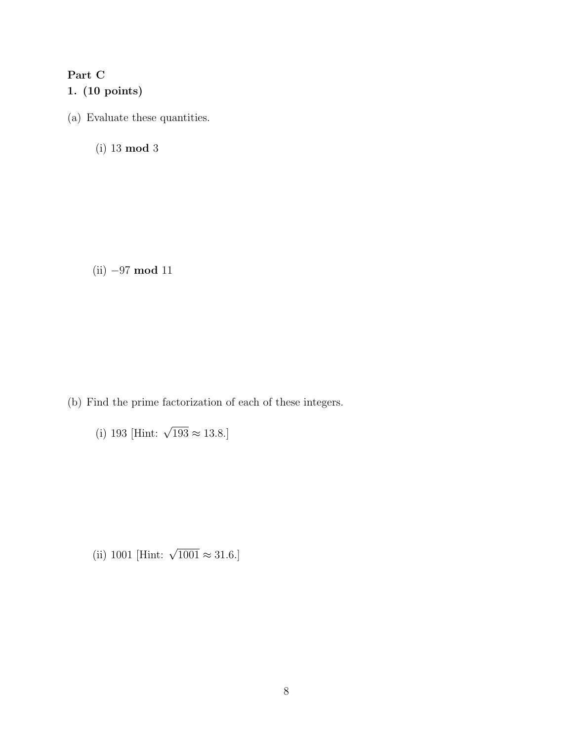**Part C**

**1. (10 points)**

(a) Evaluate these quantities.

(i) $13 \ \mathbf{mod} \ 3$

(ii) $-97 \ \mathbf{mod} \ 11$

(b) Find the prime factorization of each of these integers.

(i) 193 [Hint: $\sqrt{193} \approx 13.8$.]

(ii) 1001 [Hint: $\sqrt{1001} \approx 31.6$.]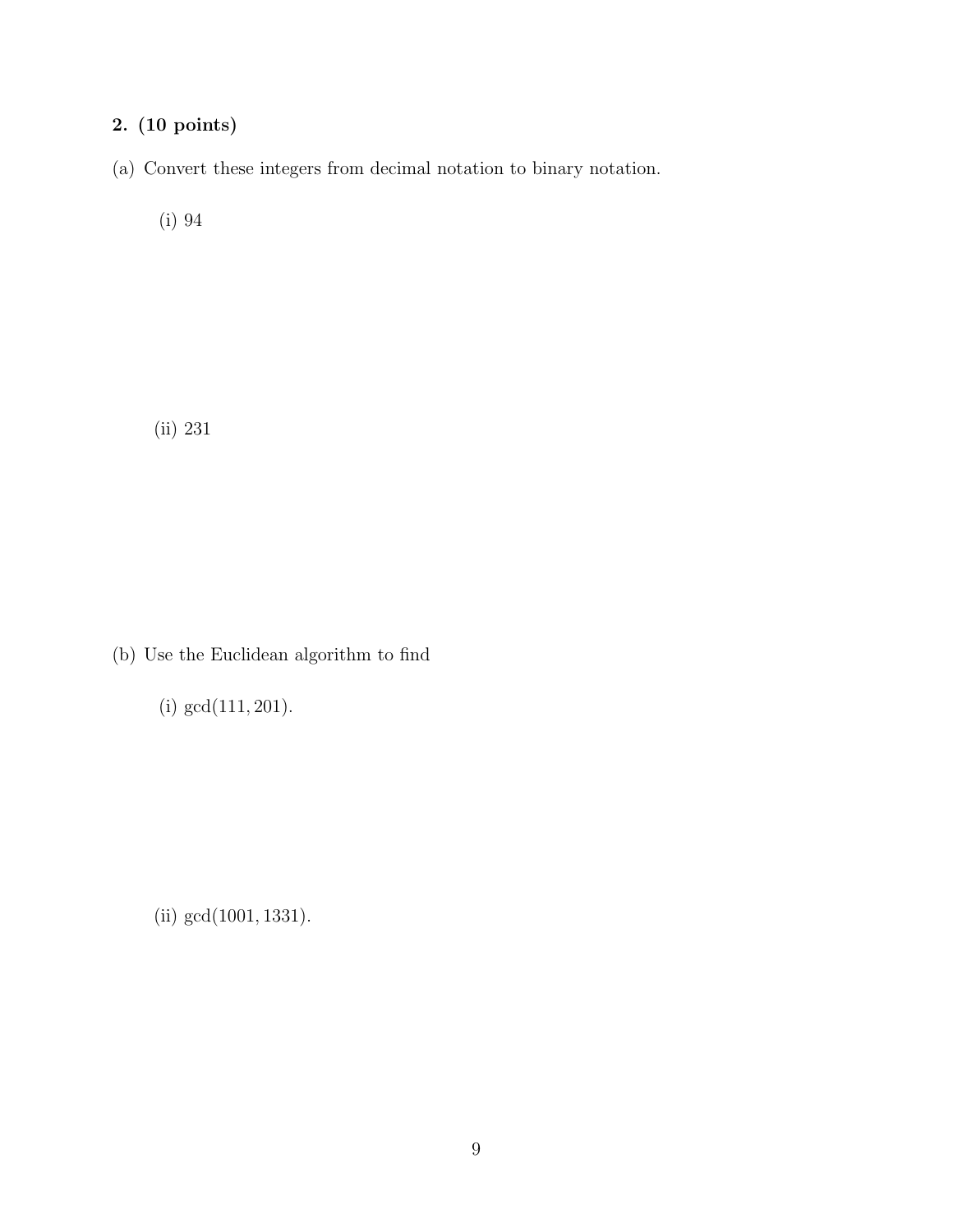**2. (10 points)**

(a) Convert these integers from decimal notation to binary notation.

(i) 94

(ii) 231

(b) Use the Euclidean algorithm to find

(i) $\gcd(111, 201)$.

(ii) $\gcd(1001, 1331)$.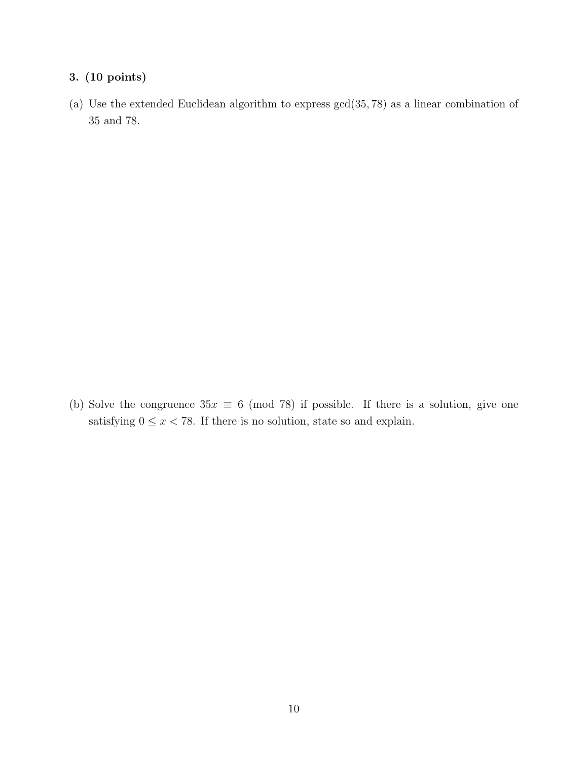**3. (10 points)**

(a) Use the extended Euclidean algorithm to express $\gcd(35, 78)$ as a linear combination of 35 and 78.

(b) Solve the congruence $35x \equiv 6 \pmod{78}$ if possible. If there is a solution, give one satisfying $0 \leq x < 78$. If there is no solution, state so and explain.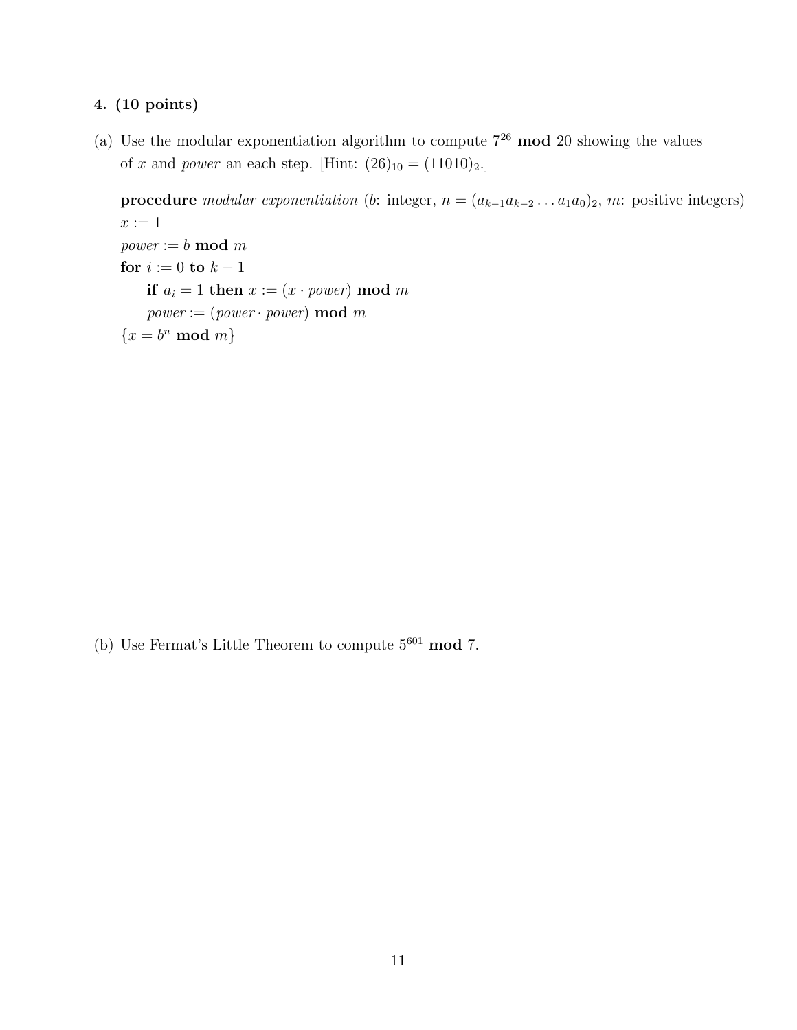**4. (10 points)**

(a) Use the modular exponentiation algorithm to compute $7^{26}$ **mod** 20 showing the values of $x$ and *power* an each step. [Hint: $(26)_{10} = (11010)_2$.]

> **procedure** *modular exponentiation* ($b$: integer, $n = (a_{k-1}a_{k-2}\ldots a_1a_0)_2$, $m$: positive integers)
> $x := 1$
> $power := b$ **mod** $m$
> **for** $i := 0$ **to** $k - 1$
>     **if** $a_i = 1$ **then** $x := (x \cdot power)$ **mod** $m$
>     $power := (power \cdot power)$ **mod** $m$
> $\{x = b^n$ **mod** $m\}$

(b) Use Fermat's Little Theorem to compute $5^{601}$ **mod** 7.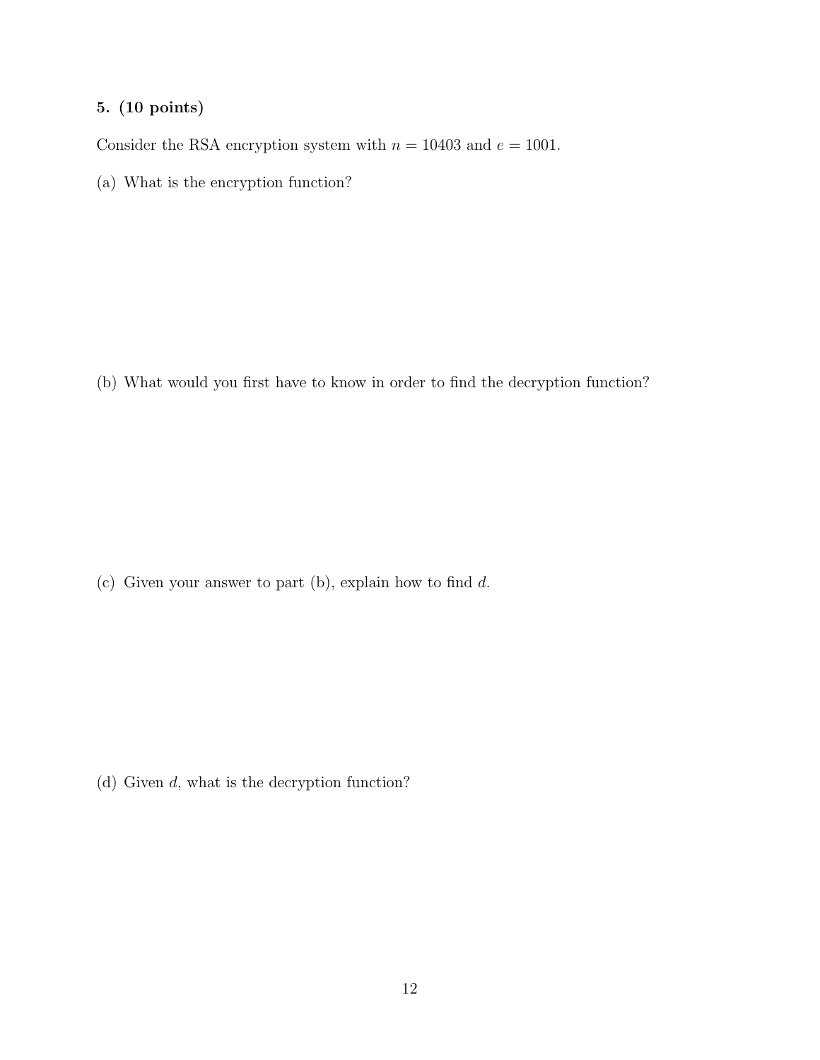**5. (10 points)**

Consider the RSA encryption system with $n = 10403$ and $e = 1001$.

(a) What is the encryption function?

(b) What would you first have to know in order to find the decryption function?

(c) Given your answer to part (b), explain how to find $d$.

(d) Given $d$, what is the decryption function?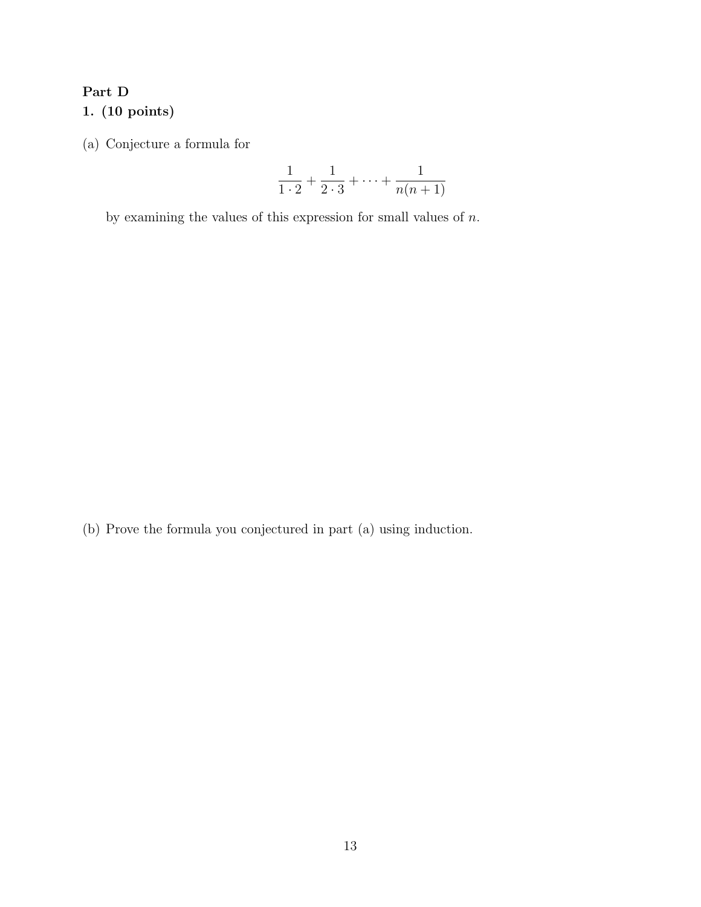**Part D**

**1. (10 points)**

(a) Conjecture a formula for

$$\frac{1}{1 \cdot 2} + \frac{1}{2 \cdot 3} + \cdots + \frac{1}{n(n+1)}$$

by examining the values of this expression for small values of $n$.

(b) Prove the formula you conjectured in part (a) using induction.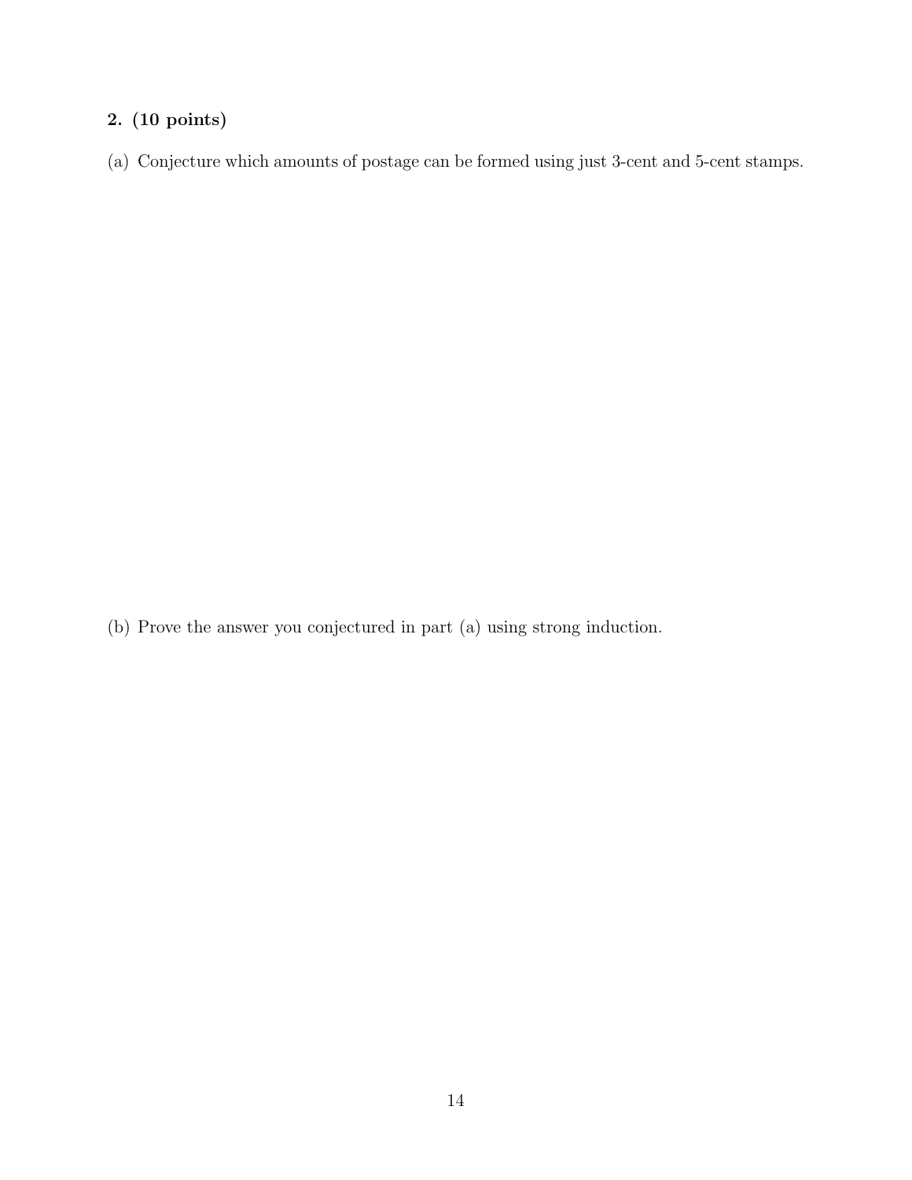**2. (10 points)**

(a) Conjecture which amounts of postage can be formed using just 3-cent and 5-cent stamps.

(b) Prove the answer you conjectured in part (a) using strong induction.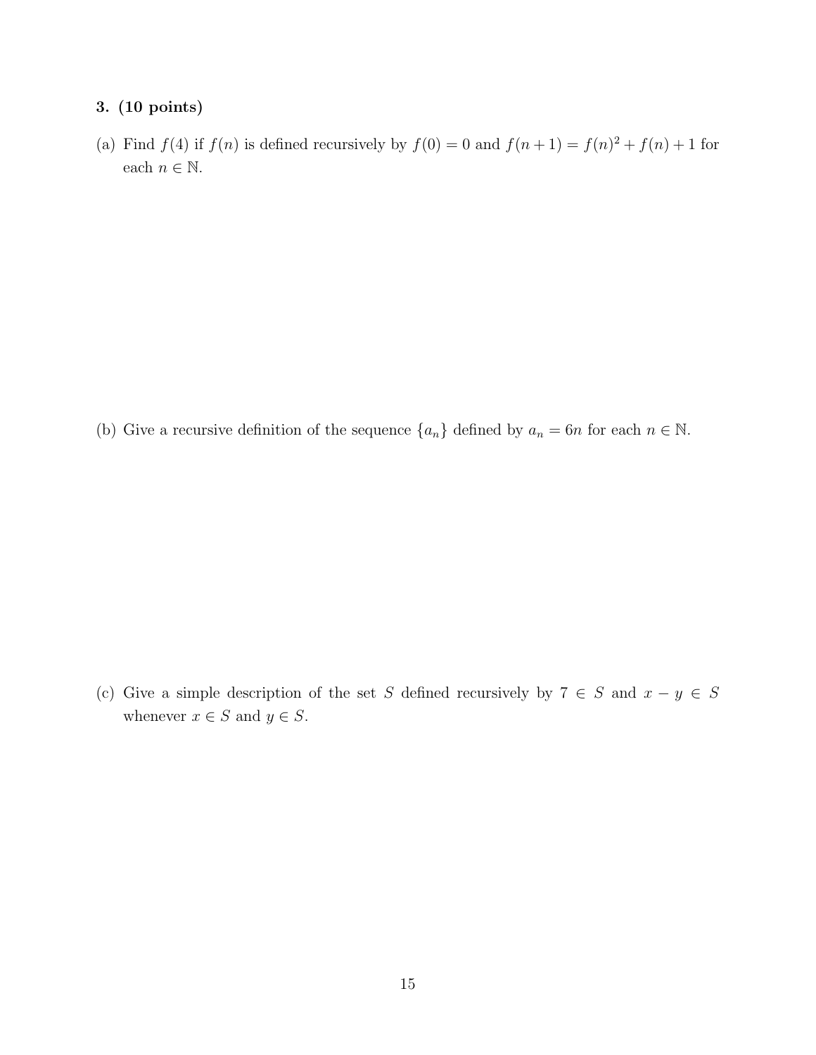**3. (10 points)**

(a) Find $f(4)$ if $f(n)$ is defined recursively by $f(0) = 0$ and $f(n+1) = f(n)^2 + f(n) + 1$ for each $n \in \mathbb{N}$.

(b) Give a recursive definition of the sequence $\{a_n\}$ defined by $a_n = 6n$ for each $n \in \mathbb{N}$.

(c) Give a simple description of the set $S$ defined recursively by $7 \in S$ and $x - y \in S$ whenever $x \in S$ and $y \in S$.